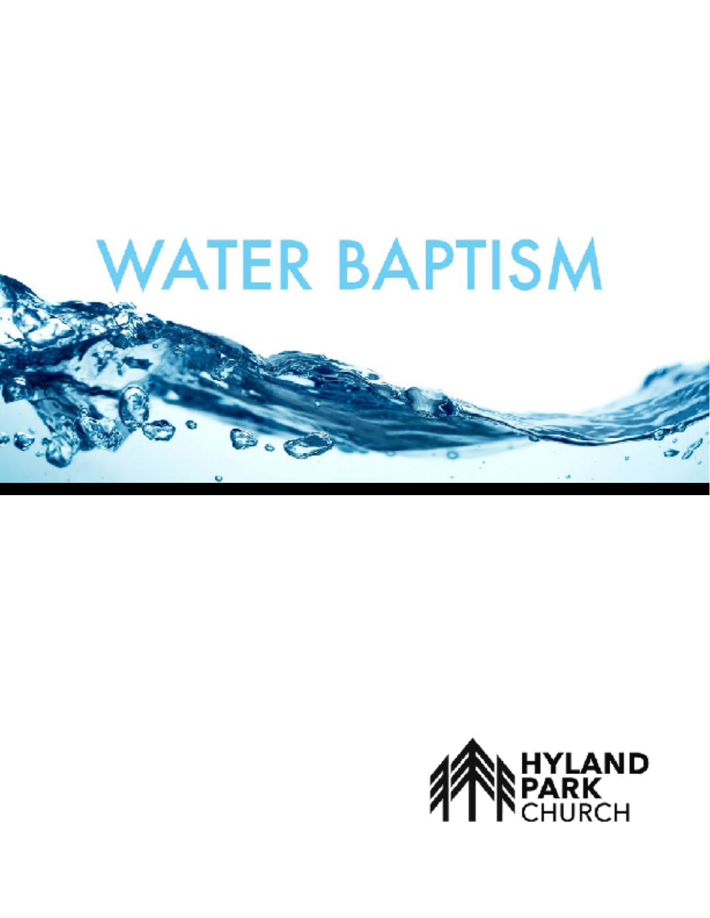# WATER BAPTISM

HYLAND
PARK
CHURCH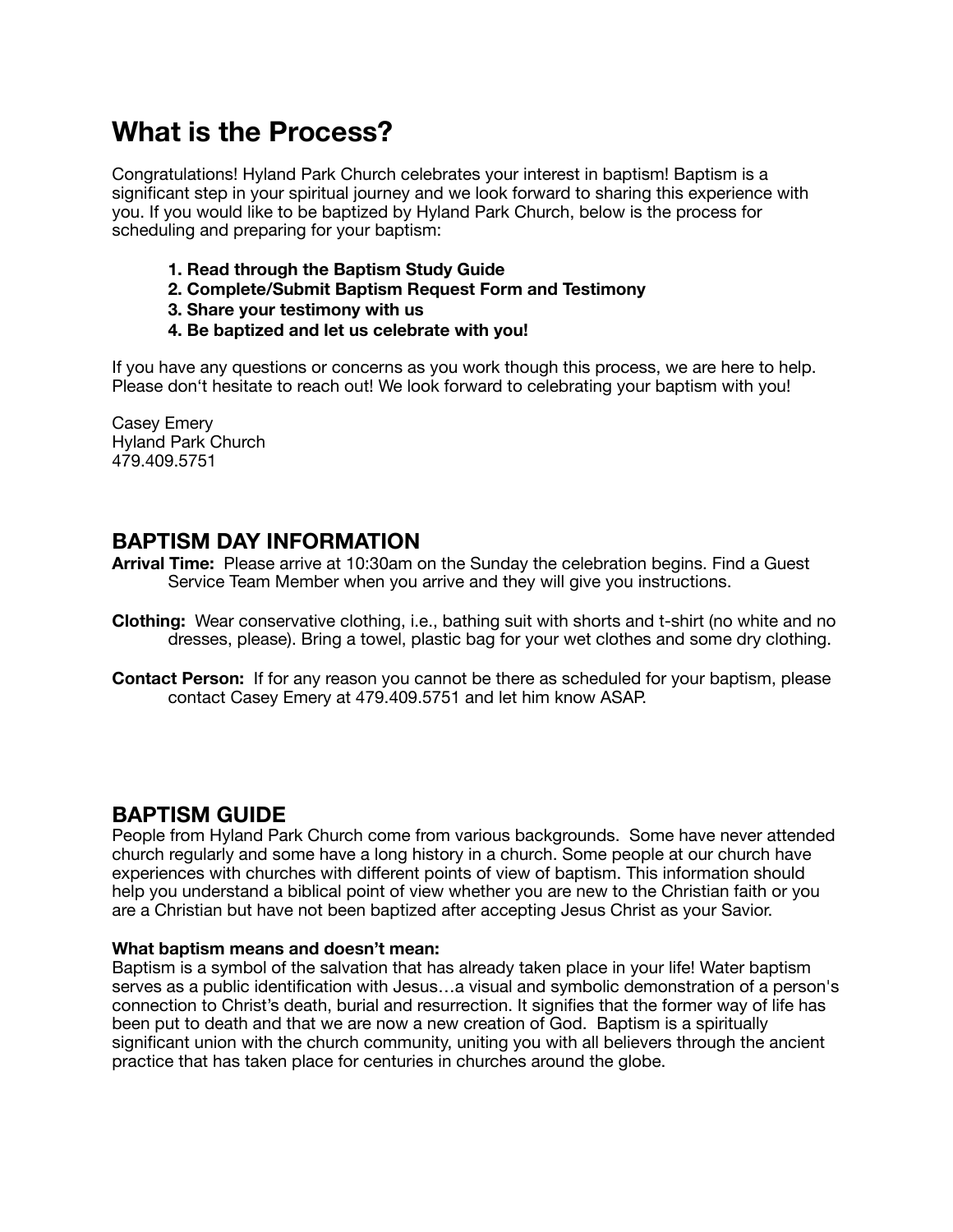# What is the Process?

Congratulations! Hyland Park Church celebrates your interest in baptism! Baptism is a significant step in your spiritual journey and we look forward to sharing this experience with you. If you would like to be baptized by Hyland Park Church, below is the process for scheduling and preparing for your baptism:

1. **Read through the Baptism Study Guide**
2. **Complete/Submit Baptism Request Form and Testimony**
3. **Share your testimony with us**
4. **Be baptized and let us celebrate with you!**

If you have any questions or concerns as you work though this process, we are here to help. Please don't hesitate to reach out! We look forward to celebrating your baptism with you!

Casey Emery
Hyland Park Church
479.409.5751

## BAPTISM DAY INFORMATION

**Arrival Time:** Please arrive at 10:30am on the Sunday the celebration begins. Find a Guest Service Team Member when you arrive and they will give you instructions.

**Clothing:** Wear conservative clothing, i.e., bathing suit with shorts and t-shirt (no white and no dresses, please). Bring a towel, plastic bag for your wet clothes and some dry clothing.

**Contact Person:** If for any reason you cannot be there as scheduled for your baptism, please contact Casey Emery at 479.409.5751 and let him know ASAP.

## BAPTISM GUIDE

People from Hyland Park Church come from various backgrounds. Some have never attended church regularly and some have a long history in a church. Some people at our church have experiences with churches with different points of view of baptism. This information should help you understand a biblical point of view whether you are new to the Christian faith or you are a Christian but have not been baptized after accepting Jesus Christ as your Savior.

**What baptism means and doesn't mean:**

Baptism is a symbol of the salvation that has already taken place in your life! Water baptism serves as a public identification with Jesus…a visual and symbolic demonstration of a person's connection to Christ's death, burial and resurrection. It signifies that the former way of life has been put to death and that we are now a new creation of God. Baptism is a spiritually significant union with the church community, uniting you with all believers through the ancient practice that has taken place for centuries in churches around the globe.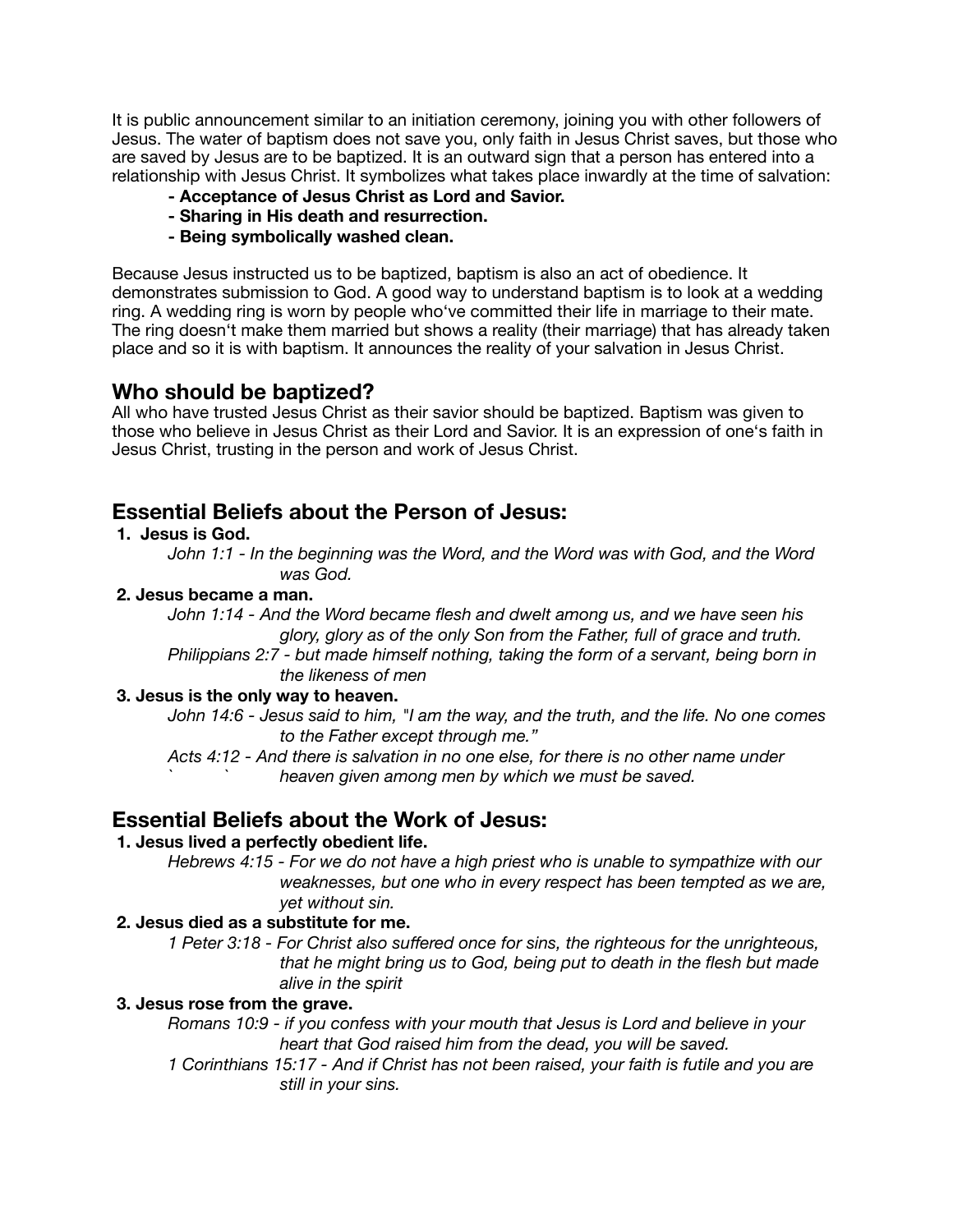It is public announcement similar to an initiation ceremony, joining you with other followers of Jesus. The water of baptism does not save you, only faith in Jesus Christ saves, but those who are saved by Jesus are to be baptized. It is an outward sign that a person has entered into a relationship with Jesus Christ. It symbolizes what takes place inwardly at the time of salvation:

- **Acceptance of Jesus Christ as Lord and Savior.**
- **Sharing in His death and resurrection.**
- **Being symbolically washed clean.**

Because Jesus instructed us to be baptized, baptism is also an act of obedience. It demonstrates submission to God. A good way to understand baptism is to look at a wedding ring. A wedding ring is worn by people who've committed their life in marriage to their mate. The ring doesn't make them married but shows a reality (their marriage) that has already taken place and so it is with baptism. It announces the reality of your salvation in Jesus Christ.

## Who should be baptized?

All who have trusted Jesus Christ as their savior should be baptized. Baptism was given to those who believe in Jesus Christ as their Lord and Savior. It is an expression of one's faith in Jesus Christ, trusting in the person and work of Jesus Christ.

## Essential Beliefs about the Person of Jesus:

**1. Jesus is God.**

*John 1:1 - In the beginning was the Word, and the Word was with God, and the Word was God.*

**2. Jesus became a man.**

*John 1:14 - And the Word became flesh and dwelt among us, and we have seen his glory, glory as of the only Son from the Father, full of grace and truth.*

*Philippians 2:7 - but made himself nothing, taking the form of a servant, being born in the likeness of men*

**3. Jesus is the only way to heaven.**

*John 14:6 - Jesus said to him, "I am the way, and the truth, and the life. No one comes to the Father except through me."*

*Acts 4:12 - And there is salvation in no one else, for there is no other name under heaven given among men by which we must be saved.*

## Essential Beliefs about the Work of Jesus:

**1. Jesus lived a perfectly obedient life.**

*Hebrews 4:15 - For we do not have a high priest who is unable to sympathize with our weaknesses, but one who in every respect has been tempted as we are, yet without sin.*

**2. Jesus died as a substitute for me.**

*1 Peter 3:18 - For Christ also suffered once for sins, the righteous for the unrighteous, that he might bring us to God, being put to death in the flesh but made alive in the spirit*

**3. Jesus rose from the grave.**

*Romans 10:9 - if you confess with your mouth that Jesus is Lord and believe in your heart that God raised him from the dead, you will be saved.*

*1 Corinthians 15:17 - And if Christ has not been raised, your faith is futile and you are still in your sins.*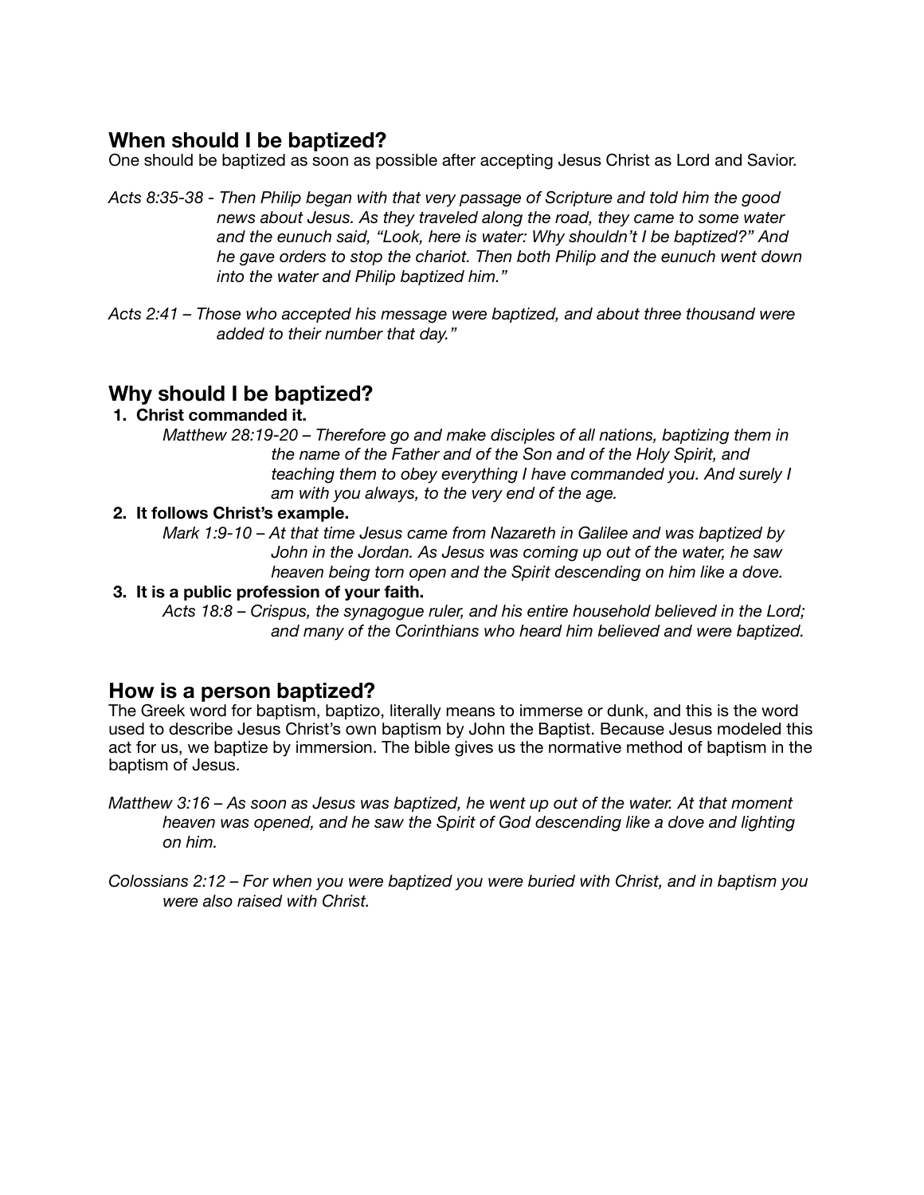## When should I be baptized?

One should be baptized as soon as possible after accepting Jesus Christ as Lord and Savior.

*Acts 8:35-38 - Then Philip began with that very passage of Scripture and told him the good news about Jesus. As they traveled along the road, they came to some water and the eunuch said, "Look, here is water: Why shouldn't I be baptized?" And he gave orders to stop the chariot. Then both Philip and the eunuch went down into the water and Philip baptized him."*

*Acts 2:41 – Those who accepted his message were baptized, and about three thousand were added to their number that day."*

## Why should I be baptized?

1. **Christ commanded it.**

   *Matthew 28:19-20 – Therefore go and make disciples of all nations, baptizing them in the name of the Father and of the Son and of the Holy Spirit, and teaching them to obey everything I have commanded you. And surely I am with you always, to the very end of the age.*

2. **It follows Christ's example.**

   *Mark 1:9-10 – At that time Jesus came from Nazareth in Galilee and was baptized by John in the Jordan. As Jesus was coming up out of the water, he saw heaven being torn open and the Spirit descending on him like a dove.*

3. **It is a public profession of your faith.**

   *Acts 18:8 – Crispus, the synagogue ruler, and his entire household believed in the Lord; and many of the Corinthians who heard him believed and were baptized.*

## How is a person baptized?

The Greek word for baptism, baptizo, literally means to immerse or dunk, and this is the word used to describe Jesus Christ's own baptism by John the Baptist. Because Jesus modeled this act for us, we baptize by immersion. The bible gives us the normative method of baptism in the baptism of Jesus.

*Matthew 3:16 – As soon as Jesus was baptized, he went up out of the water. At that moment heaven was opened, and he saw the Spirit of God descending like a dove and lighting on him.*

*Colossians 2:12 – For when you were baptized you were buried with Christ, and in baptism you were also raised with Christ.*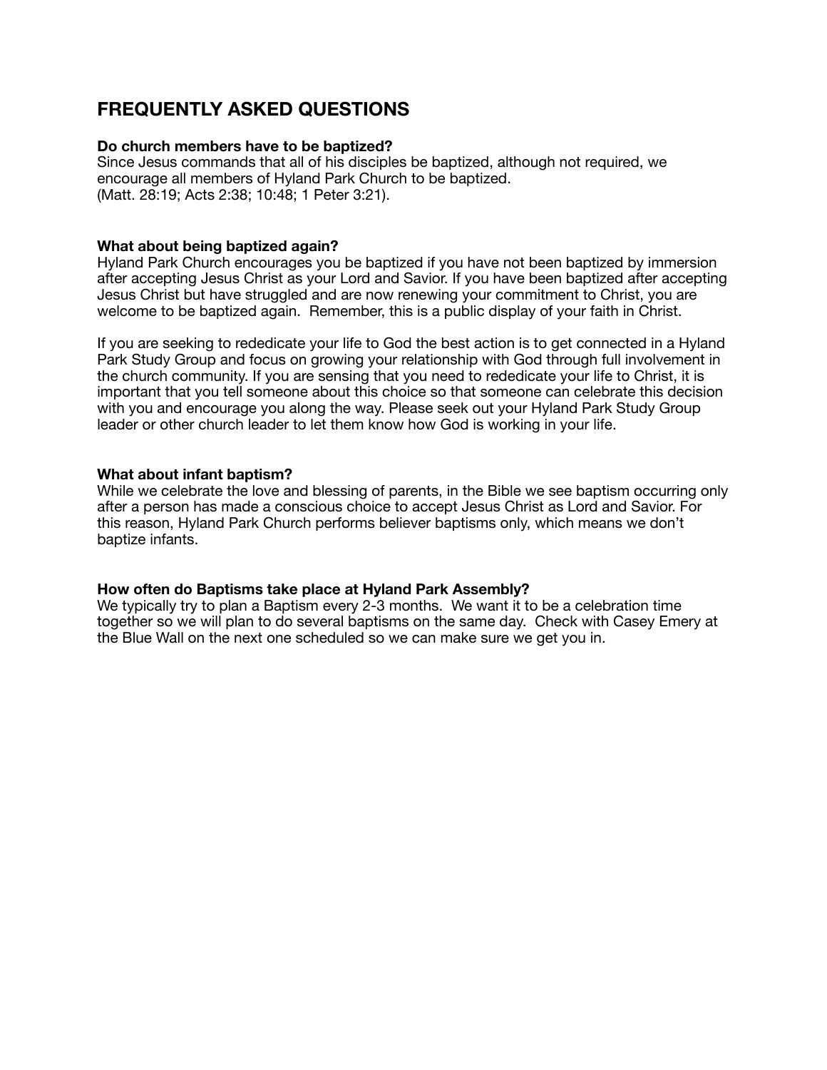## FREQUENTLY ASKED QUESTIONS

**Do church members have to be baptized?**
Since Jesus commands that all of his disciples be baptized, although not required, we encourage all members of Hyland Park Church to be baptized.
(Matt. 28:19; Acts 2:38; 10:48; 1 Peter 3:21).

**What about being baptized again?**
Hyland Park Church encourages you be baptized if you have not been baptized by immersion after accepting Jesus Christ as your Lord and Savior. If you have been baptized after accepting Jesus Christ but have struggled and are now renewing your commitment to Christ, you are welcome to be baptized again. Remember, this is a public display of your faith in Christ.

If you are seeking to rededicate your life to God the best action is to get connected in a Hyland Park Study Group and focus on growing your relationship with God through full involvement in the church community. If you are sensing that you need to rededicate your life to Christ, it is important that you tell someone about this choice so that someone can celebrate this decision with you and encourage you along the way. Please seek out your Hyland Park Study Group leader or other church leader to let them know how God is working in your life.

**What about infant baptism?**
While we celebrate the love and blessing of parents, in the Bible we see baptism occurring only after a person has made a conscious choice to accept Jesus Christ as Lord and Savior. For this reason, Hyland Park Church performs believer baptisms only, which means we don't baptize infants.

**How often do Baptisms take place at Hyland Park Assembly?**
We typically try to plan a Baptism every 2-3 months. We want it to be a celebration time together so we will plan to do several baptisms on the same day. Check with Casey Emery at the Blue Wall on the next one scheduled so we can make sure we get you in.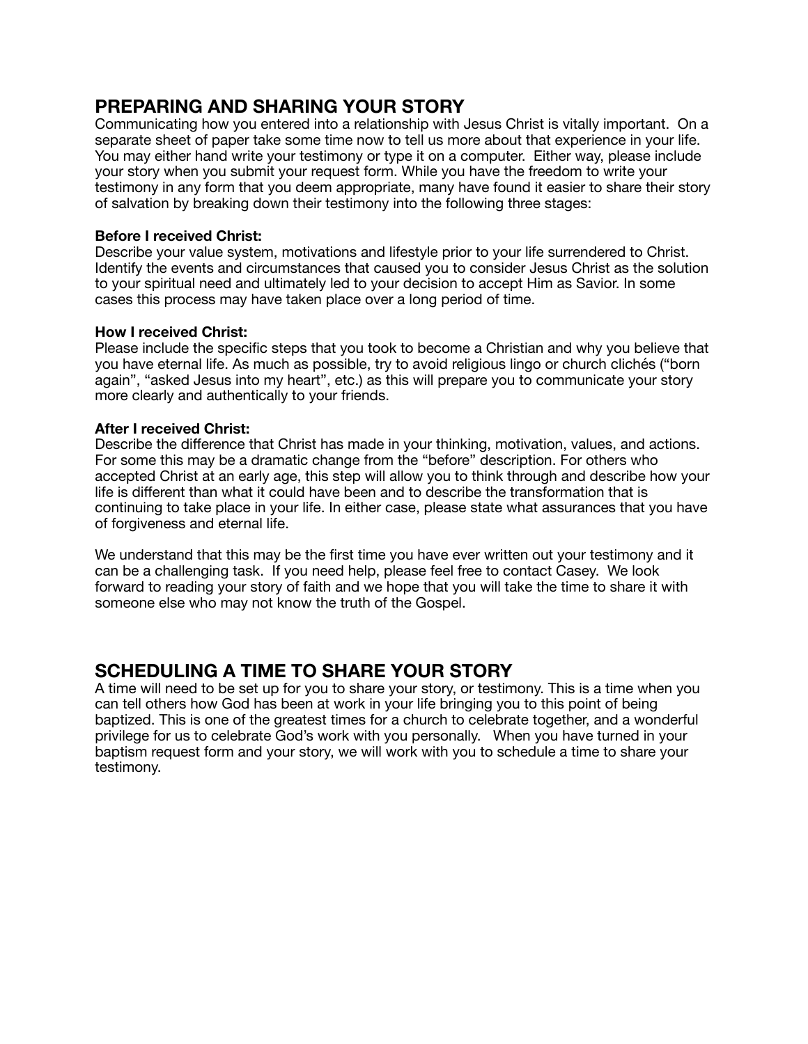## PREPARING AND SHARING YOUR STORY

Communicating how you entered into a relationship with Jesus Christ is vitally important. On a separate sheet of paper take some time now to tell us more about that experience in your life. You may either hand write your testimony or type it on a computer. Either way, please include your story when you submit your request form. While you have the freedom to write your testimony in any form that you deem appropriate, many have found it easier to share their story of salvation by breaking down their testimony into the following three stages:

**Before I received Christ:**
Describe your value system, motivations and lifestyle prior to your life surrendered to Christ. Identify the events and circumstances that caused you to consider Jesus Christ as the solution to your spiritual need and ultimately led to your decision to accept Him as Savior. In some cases this process may have taken place over a long period of time.

**How I received Christ:**
Please include the specific steps that you took to become a Christian and why you believe that you have eternal life. As much as possible, try to avoid religious lingo or church clichés ("born again", "asked Jesus into my heart", etc.) as this will prepare you to communicate your story more clearly and authentically to your friends.

**After I received Christ:**
Describe the difference that Christ has made in your thinking, motivation, values, and actions. For some this may be a dramatic change from the "before" description. For others who accepted Christ at an early age, this step will allow you to think through and describe how your life is different than what it could have been and to describe the transformation that is continuing to take place in your life. In either case, please state what assurances that you have of forgiveness and eternal life.

We understand that this may be the first time you have ever written out your testimony and it can be a challenging task. If you need help, please feel free to contact Casey. We look forward to reading your story of faith and we hope that you will take the time to share it with someone else who may not know the truth of the Gospel.

## SCHEDULING A TIME TO SHARE YOUR STORY

A time will need to be set up for you to share your story, or testimony. This is a time when you can tell others how God has been at work in your life bringing you to this point of being baptized. This is one of the greatest times for a church to celebrate together, and a wonderful privilege for us to celebrate God's work with you personally. When you have turned in your baptism request form and your story, we will work with you to schedule a time to share your testimony.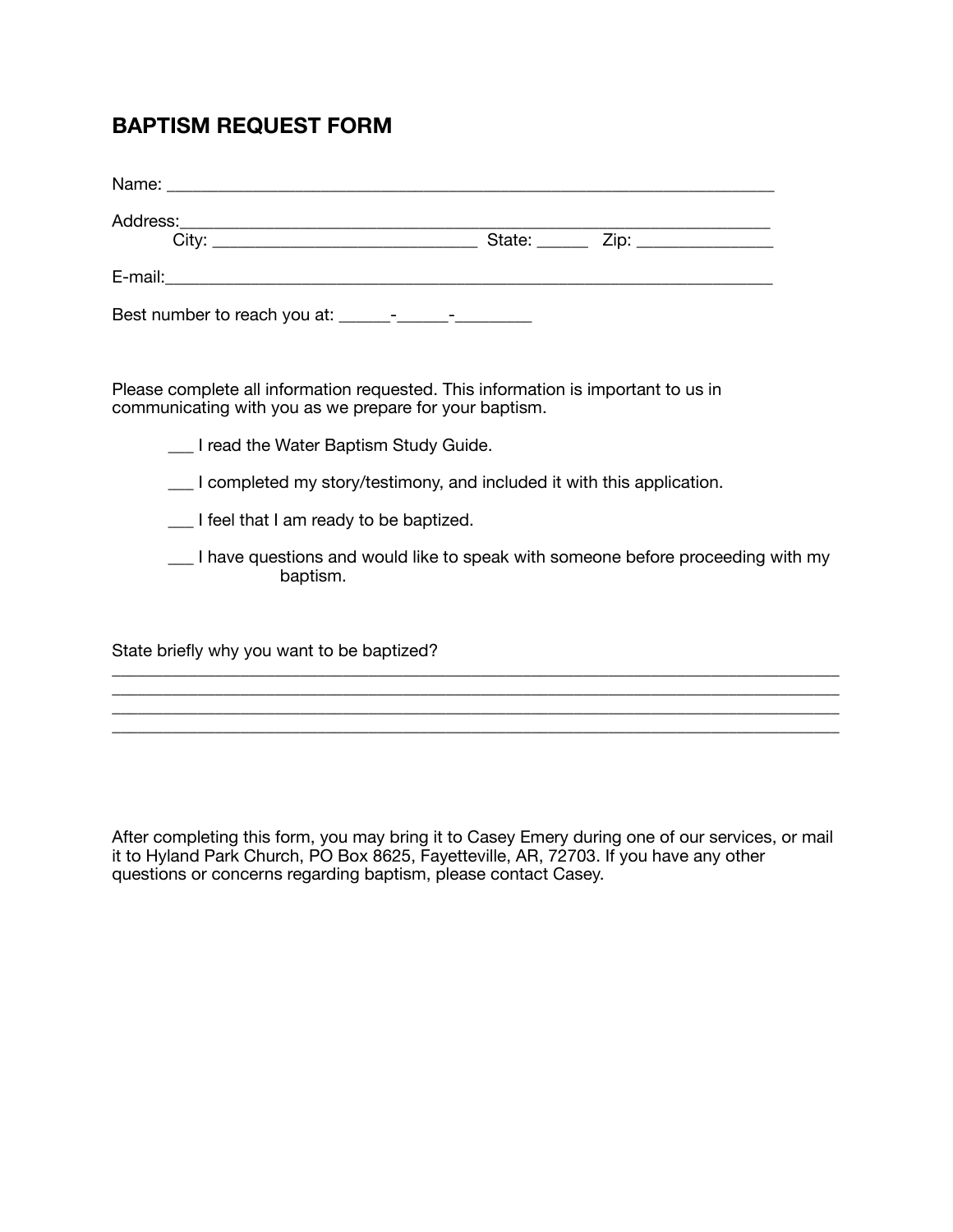## BAPTISM REQUEST FORM

Name: ___________________________________________________________________

Address:_________________________________________________________________

City: ____________________________ State: _____ Zip: ______________

E-mail:__________________________________________________________________

Best number to reach you at: _____-_____-________

Please complete all information requested. This information is important to us in communicating with you as we prepare for your baptism.

___ I read the Water Baptism Study Guide.

___ I completed my story/testimony, and included it with this application.

___ I feel that I am ready to be baptized.

___ I have questions and would like to speak with someone before proceeding with my baptism.

State briefly why you want to be baptized?

_______________________________________________________________________________

_______________________________________________________________________________

_______________________________________________________________________________

_______________________________________________________________________________

After completing this form, you may bring it to Casey Emery during one of our services, or mail it to Hyland Park Church, PO Box 8625, Fayetteville, AR, 72703. If you have any other questions or concerns regarding baptism, please contact Casey.